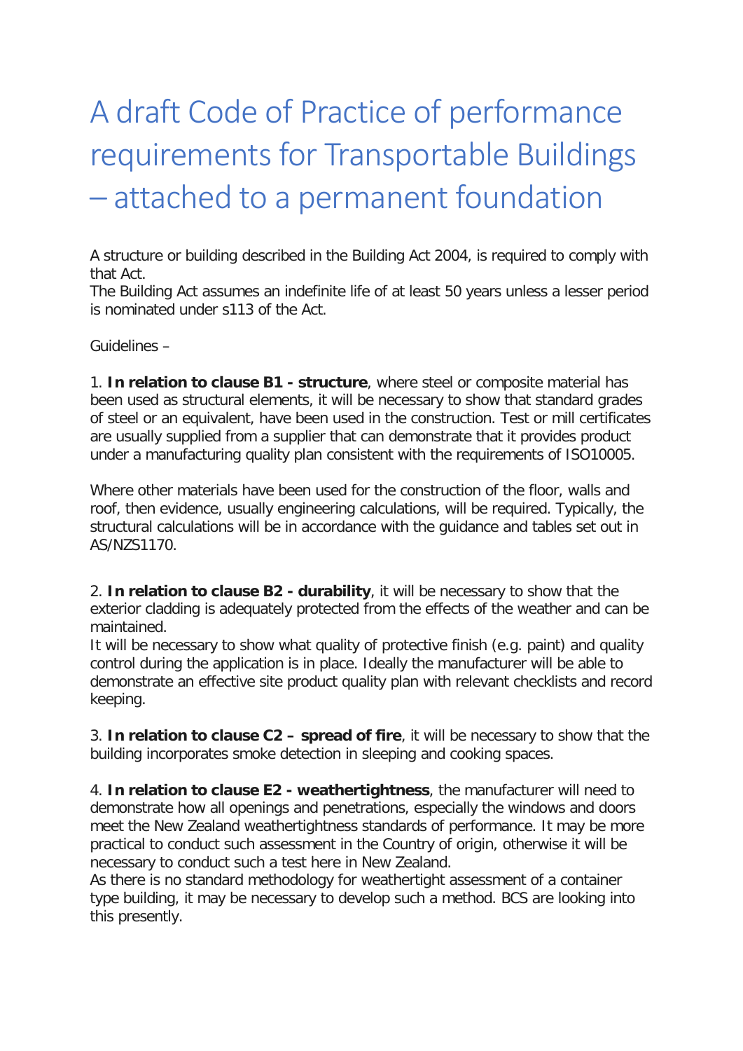# A draft Code of Practice of performance requirements for Transportable Buildings – attached to a permanent foundation

A structure or building described in the Building Act 2004, is required to comply with that Act.
The Building Act assumes an indefinite life of at least 50 years unless a lesser period is nominated under s113 of the Act.

Guidelines –

1. **In relation to clause B1 - structure**, where steel or composite material has been used as structural elements, it will be necessary to show that standard grades of steel or an equivalent, have been used in the construction. Test or mill certificates are usually supplied from a supplier that can demonstrate that it provides product under a manufacturing quality plan consistent with the requirements of ISO10005.

Where other materials have been used for the construction of the floor, walls and roof, then evidence, usually engineering calculations, will be required. Typically, the structural calculations will be in accordance with the guidance and tables set out in AS/NZS1170.

2. **In relation to clause B2 - durability**, it will be necessary to show that the exterior cladding is adequately protected from the effects of the weather and can be maintained.
It will be necessary to show what quality of protective finish (e.g. paint) and quality control during the application is in place. Ideally the manufacturer will be able to demonstrate an effective site product quality plan with relevant checklists and record keeping.

3. **In relation to clause C2 – spread of fire**, it will be necessary to show that the building incorporates smoke detection in sleeping and cooking spaces.

4. **In relation to clause E2 - weathertightness**, the manufacturer will need to demonstrate how all openings and penetrations, especially the windows and doors meet the New Zealand weathertightness standards of performance. It may be more practical to conduct such assessment in the Country of origin, otherwise it will be necessary to conduct such a test here in New Zealand.
As there is no standard methodology for weathertight assessment of a container type building, it may be necessary to develop such a method. BCS are looking into this presently.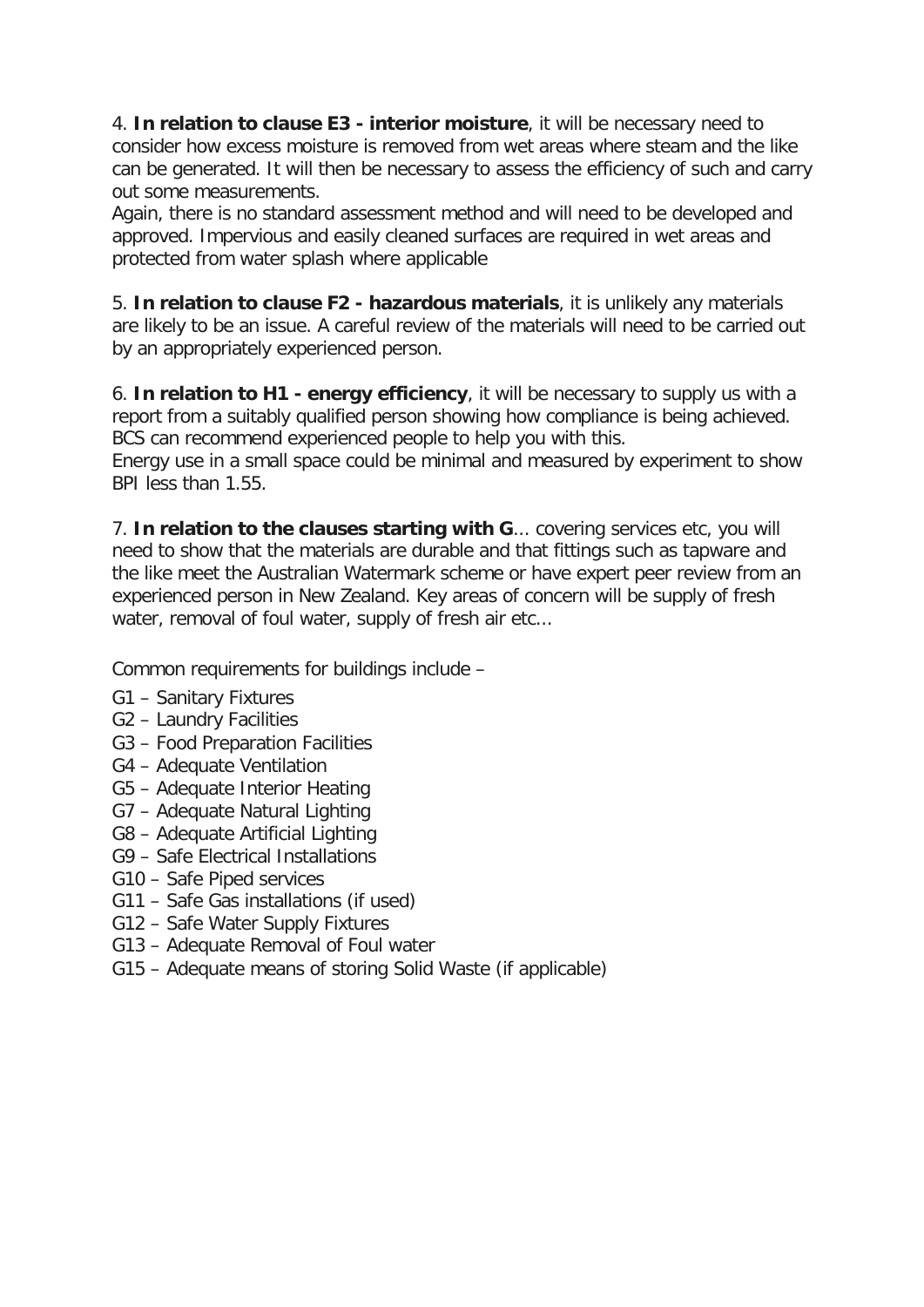4. **In relation to clause E3 - interior moisture**, it will be necessary need to consider how excess moisture is removed from wet areas where steam and the like can be generated. It will then be necessary to assess the efficiency of such and carry out some measurements.
Again, there is no standard assessment method and will need to be developed and approved. Impervious and easily cleaned surfaces are required in wet areas and protected from water splash where applicable

5. **In relation to clause F2 - hazardous materials**, it is unlikely any materials are likely to be an issue. A careful review of the materials will need to be carried out by an appropriately experienced person.

6. **In relation to H1 - energy efficiency**, it will be necessary to supply us with a report from a suitably qualified person showing how compliance is being achieved. BCS can recommend experienced people to help you with this.
Energy use in a small space could be minimal and measured by experiment to show BPI less than 1.55.

7. **In relation to the clauses starting with G**... covering services etc, you will need to show that the materials are durable and that fittings such as tapware and the like meet the Australian Watermark scheme or have expert peer review from an experienced person in New Zealand. Key areas of concern will be supply of fresh water, removal of foul water, supply of fresh air etc...

Common requirements for buildings include –

- G1 – Sanitary Fixtures
- G2 – Laundry Facilities
- G3 – Food Preparation Facilities
- G4 – Adequate Ventilation
- G5 – Adequate Interior Heating
- G7 – Adequate Natural Lighting
- G8 – Adequate Artificial Lighting
- G9 – Safe Electrical Installations
- G10 – Safe Piped services
- G11 – Safe Gas installations (if used)
- G12 – Safe Water Supply Fixtures
- G13 – Adequate Removal of Foul water
- G15 – Adequate means of storing Solid Waste (if applicable)